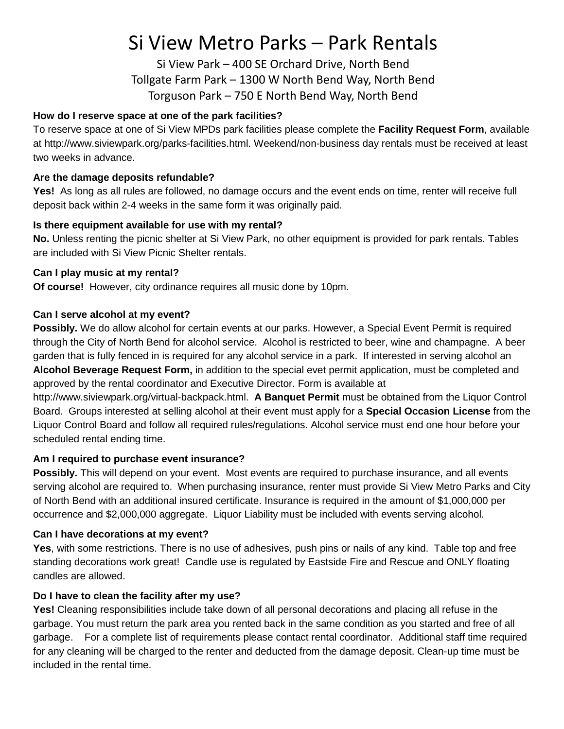# Si View Metro Parks – Park Rentals

Si View Park – 400 SE Orchard Drive, North Bend
Tollgate Farm Park – 1300 W North Bend Way, North Bend
Torguson Park – 750 E North Bend Way, North Bend

**How do I reserve space at one of the park facilities?**

To reserve space at one of Si View MPDs park facilities please complete the **Facility Request Form**, available at http://www.siviewpark.org/parks-facilities.html. Weekend/non-business day rentals must be received at least two weeks in advance.

**Are the damage deposits refundable?**

**Yes!** As long as all rules are followed, no damage occurs and the event ends on time, renter will receive full deposit back within 2-4 weeks in the same form it was originally paid.

**Is there equipment available for use with my rental?**

**No.** Unless renting the picnic shelter at Si View Park, no other equipment is provided for park rentals. Tables are included with Si View Picnic Shelter rentals.

**Can I play music at my rental?**

**Of course!** However, city ordinance requires all music done by 10pm.

**Can I serve alcohol at my event?**

**Possibly.** We do allow alcohol for certain events at our parks. However, a Special Event Permit is required through the City of North Bend for alcohol service. Alcohol is restricted to beer, wine and champagne. A beer garden that is fully fenced in is required for any alcohol service in a park. If interested in serving alcohol an **Alcohol Beverage Request Form,** in addition to the special evet permit application, must be completed and approved by the rental coordinator and Executive Director. Form is available at http://www.siviewpark.org/virtual-backpack.html. **A Banquet Permit** must be obtained from the Liquor Control Board. Groups interested at selling alcohol at their event must apply for a **Special Occasion License** from the Liquor Control Board and follow all required rules/regulations. Alcohol service must end one hour before your scheduled rental ending time.

**Am I required to purchase event insurance?**

**Possibly.** This will depend on your event. Most events are required to purchase insurance, and all events serving alcohol are required to. When purchasing insurance, renter must provide Si View Metro Parks and City of North Bend with an additional insured certificate. Insurance is required in the amount of $1,000,000 per occurrence and $2,000,000 aggregate. Liquor Liability must be included with events serving alcohol.

**Can I have decorations at my event?**

**Yes**, with some restrictions. There is no use of adhesives, push pins or nails of any kind. Table top and free standing decorations work great! Candle use is regulated by Eastside Fire and Rescue and ONLY floating candles are allowed.

**Do I have to clean the facility after my use?**

**Yes!** Cleaning responsibilities include take down of all personal decorations and placing all refuse in the garbage. You must return the park area you rented back in the same condition as you started and free of all garbage. For a complete list of requirements please contact rental coordinator. Additional staff time required for any cleaning will be charged to the renter and deducted from the damage deposit. Clean-up time must be included in the rental time.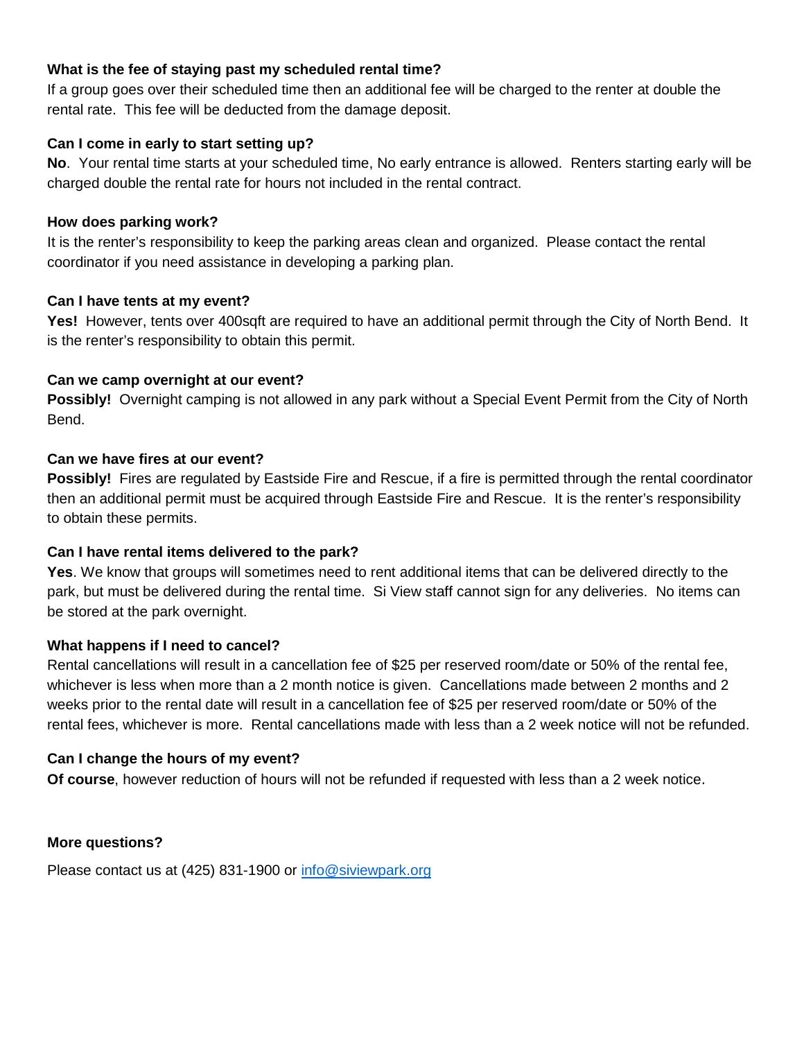**What is the fee of staying past my scheduled rental time?**

If a group goes over their scheduled time then an additional fee will be charged to the renter at double the rental rate. This fee will be deducted from the damage deposit.

**Can I come in early to start setting up?**

**No**. Your rental time starts at your scheduled time, No early entrance is allowed. Renters starting early will be charged double the rental rate for hours not included in the rental contract.

**How does parking work?**

It is the renter's responsibility to keep the parking areas clean and organized. Please contact the rental coordinator if you need assistance in developing a parking plan.

**Can I have tents at my event?**

**Yes!** However, tents over 400sqft are required to have an additional permit through the City of North Bend. It is the renter's responsibility to obtain this permit.

**Can we camp overnight at our event?**

**Possibly!** Overnight camping is not allowed in any park without a Special Event Permit from the City of North Bend.

**Can we have fires at our event?**

**Possibly!** Fires are regulated by Eastside Fire and Rescue, if a fire is permitted through the rental coordinator then an additional permit must be acquired through Eastside Fire and Rescue. It is the renter's responsibility to obtain these permits.

**Can I have rental items delivered to the park?**

**Yes**. We know that groups will sometimes need to rent additional items that can be delivered directly to the park, but must be delivered during the rental time. Si View staff cannot sign for any deliveries. No items can be stored at the park overnight.

**What happens if I need to cancel?**

Rental cancellations will result in a cancellation fee of $25 per reserved room/date or 50% of the rental fee, whichever is less when more than a 2 month notice is given. Cancellations made between 2 months and 2 weeks prior to the rental date will result in a cancellation fee of $25 per reserved room/date or 50% of the rental fees, whichever is more. Rental cancellations made with less than a 2 week notice will not be refunded.

**Can I change the hours of my event?**

**Of course**, however reduction of hours will not be refunded if requested with less than a 2 week notice.

**More questions?**

Please contact us at (425) 831-1900 or info@siviewpark.org